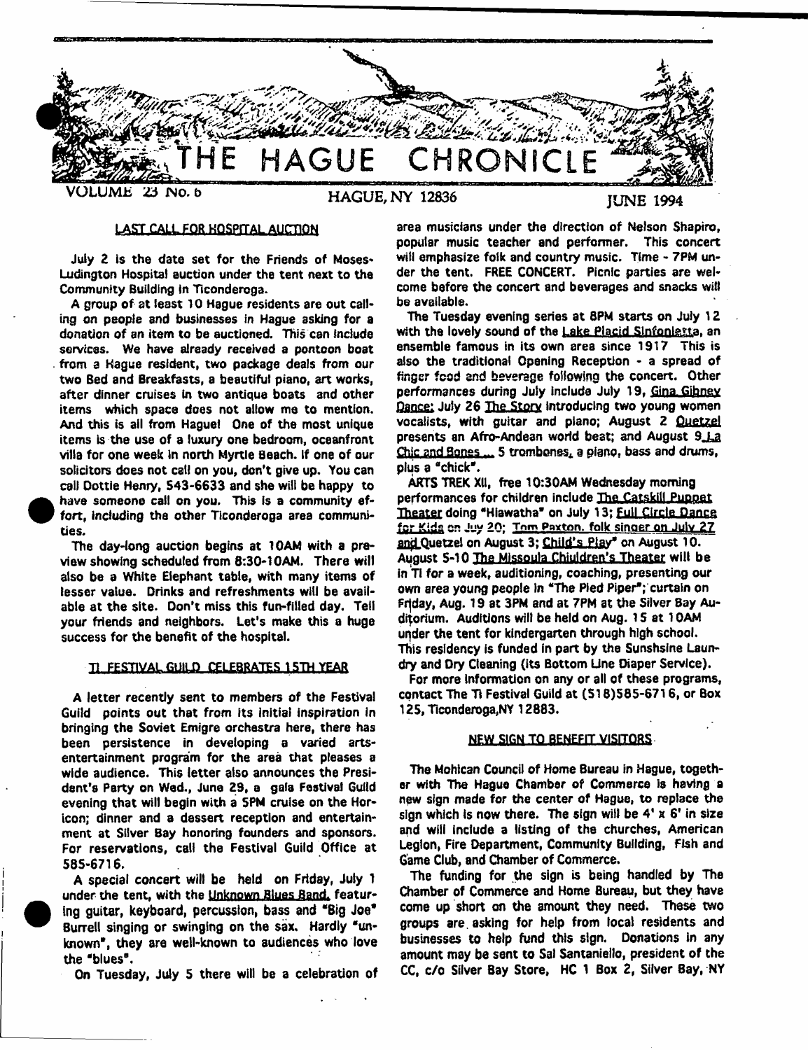# THE HAGUE CHRONICLE

VOLUME 23 No. 6 — HAGUE, NY 12836 — JUNE 1994

## LAST CALL FOR HOSPITAL AUCTION

July 2 is the date set for the Friends of Moses-Ludington Hospital auction under the tent next to the Community Building in Ticonderoga.

A group of at least 10 Hague residents are out calling on people and businesses in Hague asking for a donation of an item to be auctioned. This can include services. We have already received a pontoon boat from a Hague resident, two package deals from our two Bed and Breakfasts, a beautiful piano, art works, after dinner cruises in two antique boats and other items which space does not allow me to mention. And this is all from Hague! One of the most unique items is the use of a luxury one bedroom, oceanfront villa for one week in north Myrtle Beach. If one of our solicitors does not call on you, don't give up. You can call Dottie Henry, 543-6633 and she will be happy to have someone call on you. This is a community effort, including the other Ticonderoga area communities.

The day-long auction begins at 10AM with a preview showing scheduled from 8:30-10AM. There will also be a White Elephant table, with many items of lesser value. Drinks and refreshments will be available at the site. Don't miss this fun-filled day. Tell your friends and neighbors. Let's make this a huge success for the benefit of the hospital.

## TI FESTIVAL GUILD CELEBRATES 15TH YEAR

A letter recently sent to members of the Festival Guild points out that from its initial inspiration in bringing the Soviet Emigre orchestra here, there has been persistence in developing a varied arts-entertainment program for the area that pleases a wide audience. This letter also announces the President's Party on Wed., June 29, a gala Festival Guild evening that will begin with a 5PM cruise on the Horicon; dinner and a dessert reception and entertainment at Silver Bay honoring founders and sponsors. For reservations, call the Festival Guild Office at 585-6716.

A special concert will be held on Friday, July 1 under the tent, with the Unknown Blues Band, featuring guitar, keyboard, percussion, bass and "Big Joe" Burrell singing or swinging on the sax. Hardly "unknown", they are well-known to audiences who love the "blues".

On Tuesday, July 5 there will be a celebration of area musicians under the direction of Nelson Shapiro, popular music teacher and performer. This concert will emphasize folk and country music. Time - 7PM under the tent. FREE CONCERT. Picnic parties are welcome before the concert and beverages and snacks will be available.

The Tuesday evening series at 8PM starts on July 12 with the lovely sound of the Lake Placid Sinfonietta, an ensemble famous in its own area since 1917 This is also the traditional Opening Reception - a spread of finger food and beverage following the concert. Other performances during July include July 19, Gina Gibney Dance; July 26 The Story introducing two young women vocalists, with guitar and piano; August 2 Quetzel presents an Afro-Andean world beat; and August 9 La Chic and Bones ... 5 trombones, a piano, bass and drums, plus a "chick".

ARTS TREK XII, free 10:30AM Wednesday morning performances for children include The Catskill Puppet Theater doing "Hiawatha" on July 13; Full Circle Dance for Kids on July 20; Tom Paxton, folk singer on July 27 and Quetzel on August 3; Child's Play" on August 10. August 5-10 The Missoula Chiuldren's Theater will be in TI for a week, auditioning, coaching, presenting our own area young people in "The Pied Piper"; curtain on Friday, Aug. 19 at 3PM and at 7PM at the Silver Bay Auditorium. Auditions will be held on Aug. 15 at 10AM under the tent for kindergarten through high school. This residency is funded in part by the Sunshsine Laundry and Dry Cleaning (its Bottom Line Diaper Service).

For more information on any or all of these programs, contact The Ti Festival Guild at (518)585-6716, or Box 125, Ticonderoga,NY 12883.

## NEW SIGN TO BENEFIT VISITORS

The Mohican Council of Home Bureau in Hague, together with The Hague Chamber of Commerce is having a new sign made for the center of Hague, to replace the sign which is now there. The sign will be 4' x 6' in size and will include a listing of the churches, American Legion, Fire Department, Community Building, Fish and Game Club, and Chamber of Commerce.

The funding for the sign is being handled by The Chamber of Commerce and Home Bureau, but they have come up short on the amount they need. These two groups are asking for help from local residents and businesses to help fund this sign. Donations in any amount may be sent to Sal Santaniello, president of the CC, c/o Silver Bay Store, HC 1 Box 2, Silver Bay, NY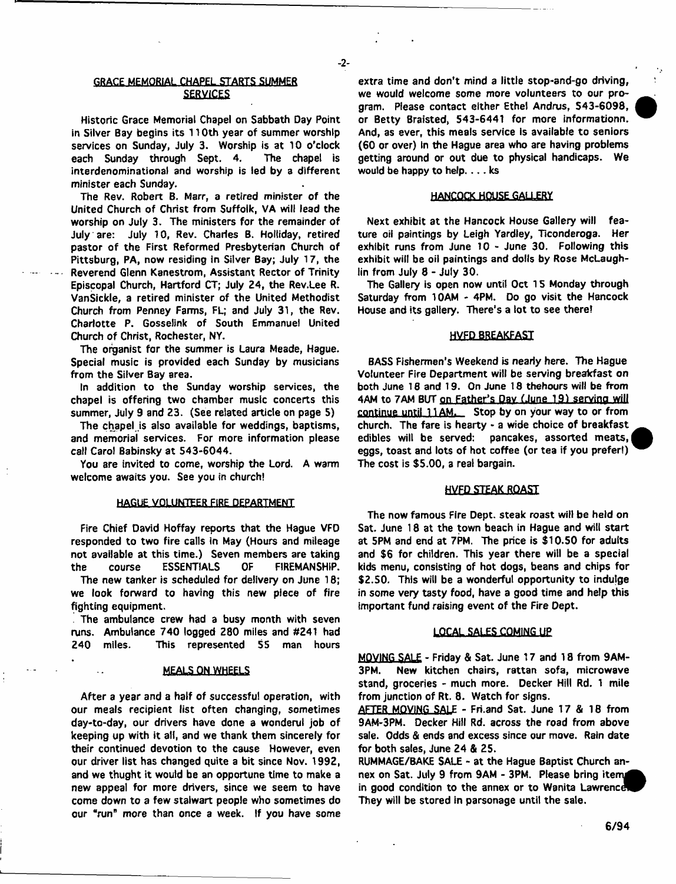## GRACE MEMORIAL CHAPEL STARTS SUMMER SERVICES

Historic Grace Memorial Chapel on Sabbath Day Point in Silver Bay begins its 110th year of summer worship services on Sunday, July 3. Worship is at 10 o'clock each Sunday through Sept. 4. The chapel is interdenominational and worship is led by a different minister each Sunday.

The Rev. Robert B. Marr, a retired minister of the United Church of Christ from Suffolk, VA will lead the worship on July 3. The ministers for the remainder of July are: July 10, Rev. Charles B. Holliday, retired pastor of the First Reformed Presbyterian Church of Pittsburg, PA, now residing in Silver Bay; July 17, the Reverend Glenn Kanestrom, Assistant Rector of Trinity Episcopal Church, Hartford CT; July 24, the Rev.Lee R. VanSickle, a retired minister of the United Methodist Church from Penney Farms, FL; and July 31, the Rev. Charlotte P. Gosselink of South Emmanuel United Church of Christ, Rochester, NY.

The organist for the summer is Laura Meade, Hague. Special music is provided each Sunday by musicians from the Silver Bay area.

In addition to the Sunday worship services, the chapel is offering two chamber music concerts this summer, July 9 and 23. (See related article on page 5)

The chapel is also available for weddings, baptisms, and memorial services. For more information please call Carol Babinsky at 543-6044.

You are invited to come, worship the Lord. A warm welcome awaits you. See you in church!

## HAGUE VOLUNTEER FIRE DEPARTMENT

Fire Chief David Hoffay reports that the Hague VFD responded to two fire calls in May (Hours and mileage not available at this time.) Seven members are taking the course ESSENTIALS OF FIREMANSHIP.

The new tanker is scheduled for delivery on June 18; we look forward to having this new piece of fire fighting equipment.

The ambulance crew had a busy month with seven runs. Ambulance 740 logged 280 miles and #241 had 240 miles. This represented 55 man hours

## MEALS ON WHEELS

After a year and a half of successful operation, with our meals recipient list often changing, sometimes day-to-day, our drivers have done a wonderul job of keeping up with it all, and we thank them sincerely for their continued devotion to the cause However, even our driver list has changed quite a bit since Nov. 1992, and we thught it would be an opportune time to make a new appeal for more drivers, since we seem to have come down to a few stalwart people who sometimes do our "run" more than once a week. If you have some extra time and don't mind a little stop-and-go driving, we would welcome some more volunteers to our program. Please contact either Ethel Andrus, 543-6098, or Betty Braisted, 543-6441 for more informationn. And, as ever, this meals service is available to seniors (60 or over) in the Hague area who are having problems getting around or out due to physical handicaps. We would be happy to help. . . . ks

## HANCOCK HOUSE GALLERY

Next exhibit at the Hancock House Gallery will feature oil paintings by Leigh Yardley, Ticonderoga. Her exhibit runs from June 10 - June 30. Following this exhibit will be oil paintings and dolls by Rose McLaughlin from July 8 - July 30.

The Gallery is open now until Oct 15 Monday through Saturday from 10AM - 4PM. Do go visit the Hancock House and its gallery. There's a lot to see there!

## HVFD BREAKFAST

BASS Fishermen's Weekend is nearly here. The Hague Volunteer Fire Department will be serving breakfast on both June 18 and 19. On June 18 thehours will be from 4AM to 7AM BUT on Father's Day (June 19) serving will continue until 11AM. Stop by on your way to or from church. The fare is hearty - a wide choice of breakfast edibles will be served: pancakes, assorted meats, eggs, toast and lots of hot coffee (or tea if you prefer!) The cost is $5.00, a real bargain.

## HVFD STEAK ROAST

The now famous Fire Dept. steak roast will be held on Sat. June 18 at the town beach in Hague and will start at 5PM and end at 7PM. The price is $10.50 for adults and $6 for children. This year there will be a special kids menu, consisting of hot dogs, beans and chips for $2.50. This will be a wonderful opportunity to indulge in some very tasty food, have a good time and help this important fund raising event of the Fire Dept.

## LOCAL SALES COMING UP

MOVING SALE - Friday & Sat. June 17 and 18 from 9AM-3PM. New kitchen chairs, rattan sofa, microwave stand, groceries - much more. Decker Hill Rd. 1 mile from junction of Rt. 8. Watch for signs.

AFTER MOVING SALE - Fri.and Sat. June 17 & 18 from 9AM-3PM. Decker Hill Rd. across the road from above sale. Odds & ends and excess since our move. Rain date for both sales, June 24 & 25.

RUMMAGE/BAKE SALE - at the Hague Baptist Church annex on Sat. July 9 from 9AM - 3PM. Please bring items in good condition to the annex or to Wanita Lawrence. They will be stored in parsonage until the sale.

6/94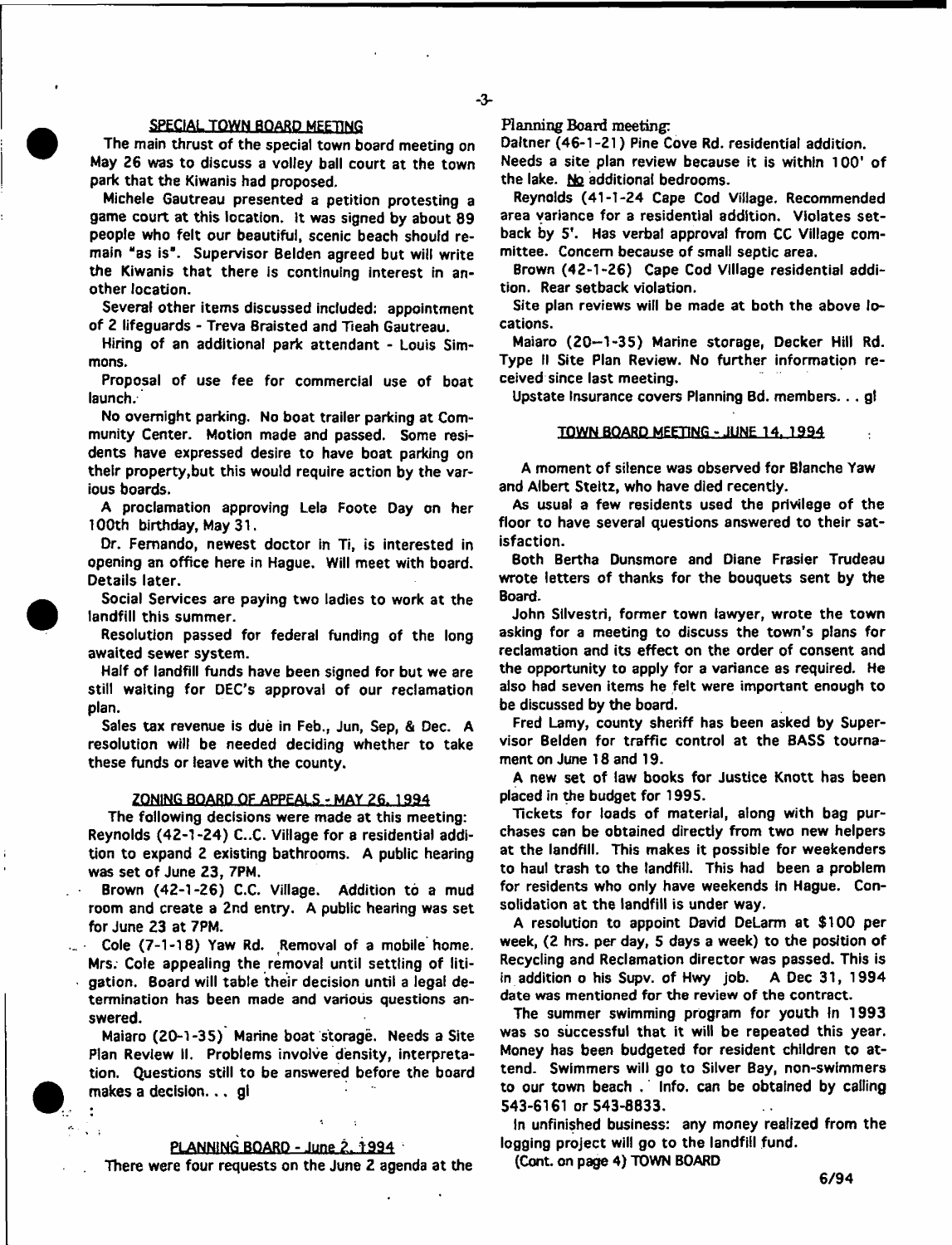## SPECIAL TOWN BOARD MEETING

The main thrust of the special town board meeting on May 26 was to discuss a volley ball court at the town park that the Kiwanis had proposed.

Michele Gautreau presented a petition protesting a game court at this location. It was signed by about 89 people who felt our beautiful, scenic beach should remain "as is". Supervisor Belden agreed but will write the Kiwanis that there is continuing interest in another location.

Several other items discussed included: appointment of 2 lifeguards - Treva Braisted and Tieah Gautreau.

Hiring of an additional park attendant - Louis Simmons.

Proposal of use fee for commercial use of boat launch.

No overnight parking. No boat trailer parking at Community Center. Motion made and passed. Some residents have expressed desire to have boat parking on their property,but this would require action by the various boards.

A proclamation approving Lela Foote Day on her 100th birthday, May 31.

Dr. Fernando, newest doctor in Ti, is interested in opening an office here in Hague. Will meet with board. Details later.

Social Services are paying two ladies to work at the landfill this summer.

Resolution passed for federal funding of the long awaited sewer system.

Half of landfill funds have been signed for but we are still waiting for DEC's approval of our reclamation plan.

Sales tax revenue is due in Feb., Jun, Sep, & Dec. A resolution will be needed deciding whether to take these funds or leave with the county.

## ZONING BOARD OF APPEALS - MAY 26, 1994

The following decisions were made at this meeting: Reynolds (42-1-24) C..C. Village for a residential addition to expand 2 existing bathrooms. A public hearing was set of June 23, 7PM.

Brown (42-1-26) C.C. Village. Addition to a mud room and create a 2nd entry. A public hearing was set for June 23 at 7PM.

Cole (7-1-18) Yaw Rd. Removal of a mobile home. Mrs. Cole appealing the removal until settling of litigation. Board will table their decision until a legal determination has been made and various questions answered.

Maiaro (20-1-35) Marine boat storage. Needs a Site Plan Review II. Problems involve density, interpretation. Questions still to be answered before the board makes a decision. . . gl

## PLANNING BOARD - June 2, 1994

There were four requests on the June 2 agenda at the Planning Board meeting:

Daltner (46-1-21) Pine Cove Rd. residential addition. Needs a site plan review because it is within 100' of the lake. No additional bedrooms.

Reynolds (41-1-24 Cape Cod Village. Recommended area variance for a residential addition. Violates setback by 5'. Has verbal approval from CC Village committee. Concern because of small septic area.

Brown (42-1-26) Cape Cod Village residential addition. Rear setback violation.

Site plan reviews will be made at both the above locations.

Maiaro (20--1-35) Marine storage, Decker Hill Rd. Type II Site Plan Review. No further information received since last meeting.

Upstate Insurance covers Planning Bd. members. . . gl

## TOWN BOARD MEETING - JUNE 14, 1994

A moment of silence was observed for Blanche Yaw and Albert Steitz, who have died recently.

As usual a few residents used the privilege of the floor to have several questions answered to their satisfaction.

Both Bertha Dunsmore and Diane Frasier Trudeau wrote letters of thanks for the bouquets sent by the Board.

John Silvestri, former town lawyer, wrote the town asking for a meeting to discuss the town's plans for reclamation and its effect on the order of consent and the opportunity to apply for a variance as required. He also had seven items he felt were important enough to be discussed by the board.

Fred Lamy, county sheriff has been asked by Supervisor Belden for traffic control at the BASS tournament on June 18 and 19.

A new set of law books for Justice Knott has been placed in the budget for 1995.

Tickets for loads of material, along with bag purchases can be obtained directly from two new helpers at the landfill. This makes it possible for weekenders to haul trash to the landfill. This had been a problem for residents who only have weekends in Hague. Consolidation at the landfill is under way.

A resolution to appoint David DeLarm at $100 per week, (2 hrs. per day, 5 days a week) to the position of Recycling and Reclamation director was passed. This is in addition o his Supv. of Hwy job. A Dec 31, 1994 date was mentioned for the review of the contract.

The summer swimming program for youth in 1993 was so successful that it will be repeated this year. Money has been budgeted for resident children to attend. Swimmers will go to Silver Bay, non-swimmers to our town beach . Info. can be obtained by calling 543-6161 or 543-8833.

In unfinished business: any money realized from the logging project will go to the landfill fund.

(Cont. on page 4) TOWN BOARD

6/94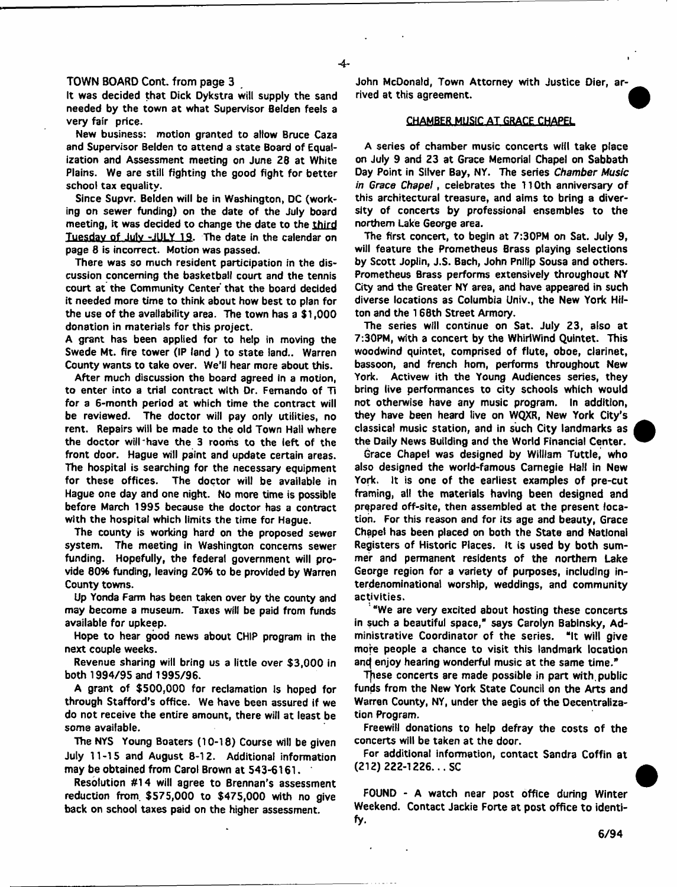TOWN BOARD Cont. from page 3

It was decided that Dick Dykstra will supply the sand needed by the town at what Supervisor Belden feels a very fair price.

New business: motion granted to allow Bruce Caza and Supervisor Belden to attend a state Board of Equalization and Assessment meeting on June 28 at White Plains. We are still fighting the good fight for better school tax equality.

Since Supvr. Belden will be in Washington, DC (working on sewer funding) on the date of the July board meeting, it was decided to change the date to the third Tuesday of July -JULY 19. The date in the calendar on page 8 is incorrect. Motion was passed.

There was so much resident participation in the discussion concerning the basketball court and the tennis court at the Community Center that the board decided it needed more time to think about how best to plan for the use of the availability area. The town has a $1,000 donation in materials for this project.

A grant has been applied for to help in moving the Swede Mt. fire tower (IP land ) to state land.. Warren County wants to take over. We'll hear more about this.

After much discussion the board agreed in a motion, to enter into a trial contract with Dr. Fernando of Ti for a 6-month period at which time the contract will be reviewed. The doctor will pay only utilities, no rent. Repairs will be made to the old Town Hall where the doctor will have the 3 rooms to the left of the front door. Hague will paint and update certain areas. The hospital is searching for the necessary equipment for these offices. The doctor will be available in Hague one day and one night. No more time is possible before March 1995 because the doctor has a contract with the hospital which limits the time for Hague.

The county is working hard on the proposed sewer system. The meeting in Washington concerns sewer funding. Hopefully, the federal government will provide 80% funding, leaving 20% to be provided by Warren County towns.

Up Yonda Farm has been taken over by the county and may become a museum. Taxes will be paid from funds available for upkeep.

Hope to hear good news about CHIP program in the next couple weeks.

Revenue sharing will bring us a little over $3,000 in both 1994/95 and 1995/96.

A grant of $500,000 for reclamation is hoped for through Stafford's office. We have been assured if we do not receive the entire amount, there will at least be some available.

The NYS Young Boaters (10-18) Course will be given July 11-15 and August 8-12. Additional information may be obtained from Carol Brown at 543-6161.

Resolution #14 will agree to Brennan's assessment reduction from $575,000 to $475,000 with no give back on school taxes paid on the higher assessment.

John McDonald, Town Attorney with Justice Dier, arrived at this agreement.

## CHAMBER MUSIC AT GRACE CHAPEL

A series of chamber music concerts will take place on July 9 and 23 at Grace Memorial Chapel on Sabbath Day Point in Silver Bay, NY. The series *Chamber Music in Grace Chapel* , celebrates the 110th anniversary of this architectural treasure, and aims to bring a diversity of concerts by professional ensembles to the northern Lake George area.

The first concert, to begin at 7:30PM on Sat. July 9, will feature the Prometheus Brass playing selections by Scott Joplin, J.S. Bach, John Philip Sousa and others. Prometheus Brass performs extensively throughout NY City and the Greater NY area, and have appeared in such diverse locations as Columbia Univ., the New York Hilton and the 168th Street Armory.

The series will continue on Sat. July 23, also at 7:30PM, with a concert by the WhirlWind Quintet. This woodwind quintet, comprised of flute, oboe, clarinet, bassoon, and french horn, performs throughout New York. Activew ith the Young Audiences series, they bring live performances to city schools which would not otherwise have any music program. In addition, they have been heard live on WQXR, New York City's classical music station, and in such City landmarks as the Daily News Building and the World Financial Center.

Grace Chapel was designed by William Tuttle, who also designed the world-famous Carnegie Hall in New York. It is one of the earliest examples of pre-cut framing, all the materials having been designed and prepared off-site, then assembled at the present location. For this reason and for its age and beauty, Grace Chapel has been placed on both the State and National Registers of Historic Places. It is used by both summer and permanent residents of the northern Lake George region for a variety of purposes, including interdenominational worship, weddings, and community activities.

"We are very excited about hosting these concerts in such a beautiful space," says Carolyn Babinsky, Administrative Coordinator of the series. "It will give more people a chance to visit this landmark location and enjoy hearing wonderful music at the same time."

These concerts are made possible in part with public funds from the New York State Council on the Arts and Warren County, NY, under the aegis of the Decentralization Program.

Freewill donations to help defray the costs of the concerts will be taken at the door.

For additional information, contact Sandra Coffin at (212) 222-1226... SC

FOUND - A watch near post office during Winter Weekend. Contact Jackie Forte at post office to identify.

6/94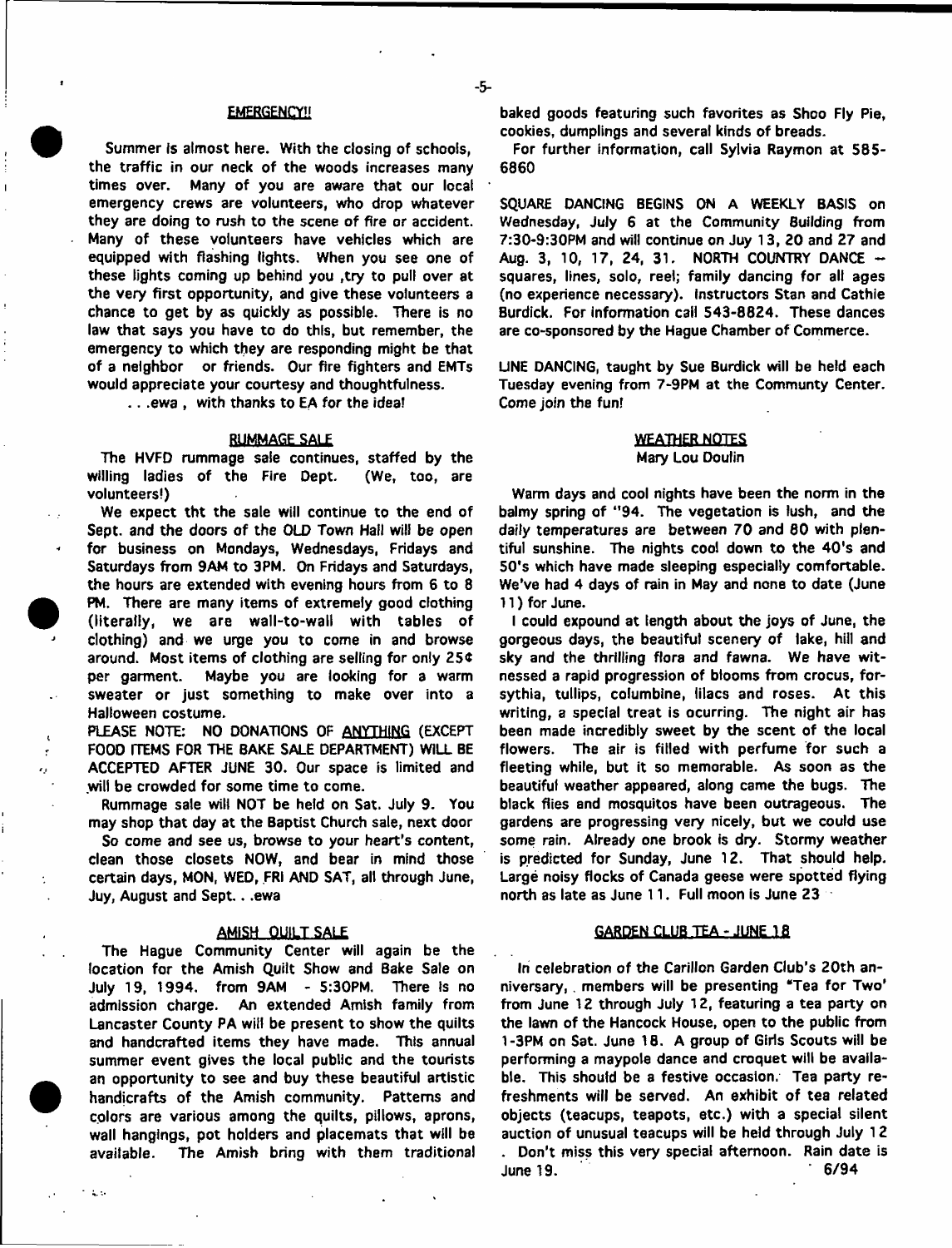## EMERGENCY!!

Summer is almost here. With the closing of schools, the traffic in our neck of the woods increases many times over. Many of you are aware that our local emergency crews are volunteers, who drop whatever they are doing to rush to the scene of fire or accident. Many of these volunteers have vehicles which are equipped with flashing lights. When you see one of these lights coming up behind you ,try to pull over at the very first opportunity, and give these volunteers a chance to get by as quickly as possible. There is no law that says you have to do this, but remember, the emergency to which they are responding might be that of a neighbor or friends. Our fire fighters and EMTs would appreciate your courtesy and thoughtfulness.

. . .ewa , with thanks to EA for the idea!

## RUMMAGE SALE

The HVFD rummage sale continues, staffed by the willing ladies of the Fire Dept. (We, too, are volunteers!)

We expect tht the sale will continue to the end of Sept. and the doors of the OLD Town Hall will be open for business on Mondays, Wednesdays, Fridays and Saturdays from 9AM to 3PM. On Fridays and Saturdays, the hours are extended with evening hours from 6 to 8 PM. There are many items of extremely good clothing (literally, we are wall-to-wall with tables of clothing) and we urge you to come in and browse around. Most items of clothing are selling for only 25¢ per garment. Maybe you are looking for a warm sweater or just something to make over into a Halloween costume.

PLEASE NOTE: NO DONATIONS OF ANYTHING (EXCEPT FOOD ITEMS FOR THE BAKE SALE DEPARTMENT) WILL BE ACCEPTED AFTER JUNE 30. Our space is limited and will be crowded for some time to come.

Rummage sale will NOT be held on Sat. July 9. You may shop that day at the Baptist Church sale, next door

So come and see us, browse to your heart's content, clean those closets NOW, and bear in mind those certain days, MON, WED, FRI AND SAT, all through June, Juy, August and Sept. . .ewa

## AMISH QUILT SALE

The Hague Community Center will again be the location for the Amish Quilt Show and Bake Sale on July 19, 1994. from 9AM - 5:30PM. There is no admission charge. An extended Amish family from Lancaster County PA will be present to show the quilts and handcrafted items they have made. This annual summer event gives the local public and the tourists an opportunity to see and buy these beautiful artistic handicrafts of the Amish community. Patterns and colors are various among the quilts, pillows, aprons, wall hangings, pot holders and placemats that will be available. The Amish bring with them traditional baked goods featuring such favorites as Shoo Fly Pie, cookies, dumplings and several kinds of breads.

For further information, call Sylvia Raymon at 585-6860

SQUARE DANCING BEGINS ON A WEEKLY BASIS on Wednesday, July 6 at the Community Building from 7:30-9:30PM and will continue on Juy 13, 20 and 27 and Aug. 3, 10, 17, 24, 31. NORTH COUNTRY DANCE -- squares, lines, solo, reel; family dancing for all ages (no experience necessary). Instructors Stan and Cathie Burdick. For information call 543-8824. These dances are co-sponsored by the Hague Chamber of Commerce.

LINE DANCING, taught by Sue Burdick will be held each Tuesday evening from 7-9PM at the Communty Center. Come join the fun!

## WEATHER NOTES

Mary Lou Doulin

Warm days and cool nights have been the norm in the balmy spring of "94. The vegetation is lush, and the daily temperatures are between 70 and 80 with plentiful sunshine. The nights cool down to the 40's and 50's which have made sleeping especially comfortable. We've had 4 days of rain in May and none to date (June 11) for June.

I could expound at length about the joys of June, the gorgeous days, the beautiful scenery of lake, hill and sky and the thrilling flora and fawna. We have witnessed a rapid progression of blooms from crocus, forsythia, tullips, columbine, lilacs and roses. At this writing, a special treat is ocurring. The night air has been made incredibly sweet by the scent of the local flowers. The air is filled with perfume for such a fleeting while, but it so memorable. As soon as the beautiful weather appeared, along came the bugs. The black flies and mosquitos have been outrageous. The gardens are progressing very nicely, but we could use some rain. Already one brook is dry. Stormy weather is predicted for Sunday, June 12. That should help. Large noisy flocks of Canada geese were spotted flying north as late as June 11. Full moon is June 23

## GARDEN CLUB TEA - JUNE 18

In celebration of the Carillon Garden Club's 20th anniversary, members will be presenting "Tea for Two" from June 12 through July 12, featuring a tea party on the lawn of the Hancock House, open to the public from 1-3PM on Sat. June 18. A group of Girls Scouts will be performing a maypole dance and croquet will be available. This should be a festive occasion. Tea party refreshments will be served. An exhibit of tea related objects (teacups, teapots, etc.) with a special silent auction of unusual teacups will be held through July 12. Don't miss this very special afternoon. Rain date is June 19. 6/94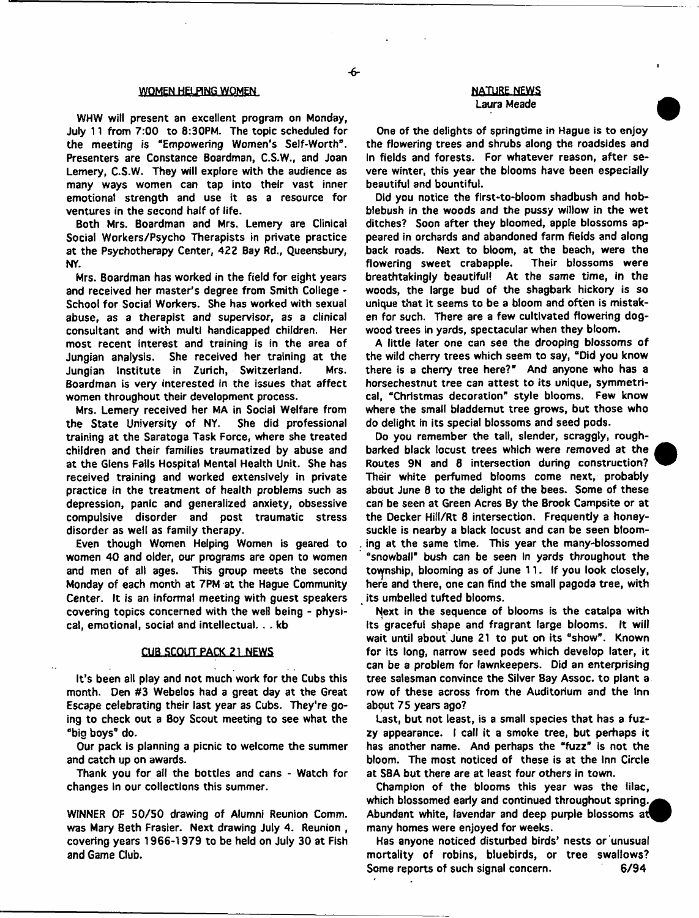## WOMEN HELPING WOMEN

WHW will present an excellent program on Monday, July 11 from 7:00 to 8:30PM. The topic scheduled for the meeting is "Empowering Women's Self-Worth". Presenters are Constance Boardman, C.S.W., and Joan Lemery, C.S.W. They will explore with the audience as many ways women can tap into their vast inner emotional strength and use it as a resource for ventures in the second half of life.

Both Mrs. Boardman and Mrs. Lemery are Clinical Social Workers/Psycho Therapists in private practice at the Psychotherapy Center, 422 Bay Rd., Queensbury, NY.

Mrs. Boardman has worked in the field for eight years and received her master's degree from Smith College - School for Social Workers. She has worked with sexual abuse, as a therapist and supervisor, as a clinical consultant and with multi handicapped children. Her most recent interest and training is in the area of Jungian analysis. She received her training at the Jungian Institute in Zurich, Switzerland. Mrs. Boardman is very interested in the issues that affect women throughout their development process.

Mrs. Lemery received her MA in Social Welfare from the State University of NY. She did professional training at the Saratoga Task Force, where she treated children and their families traumatized by abuse and at the Glens Falls Hospital Mental Health Unit. She has received training and worked extensively in private practice in the treatment of health problems such as depression, panic and generalized anxiety, obsessive compulsive disorder and post traumatic stress disorder as well as family therapy.

Even though Women Helping Women is geared to women 40 and older, our programs are open to women and men of all ages. This group meets the second Monday of each month at 7PM at the Hague Community Center. It is an informal meeting with guest speakers covering topics concerned with the well being - physical, emotional, social and intellectual. . . kb

## CUB SCOUT PACK 21 NEWS

It's been all play and not much work for the Cubs this month. Den #3 Webelos had a great day at the Great Escape celebrating their last year as Cubs. They're going to check out a Boy Scout meeting to see what the "big boys" do.

Our pack is planning a picnic to welcome the summer and catch up on awards.

Thank you for all the bottles and cans - Watch for changes in our collections this summer.

WINNER OF 50/50 drawing of Alumni Reunion Comm. was Mary Beth Frasier. Next drawing July 4. Reunion, covering years 1966-1979 to be held on July 30 at Fish and Game Club.

## NATURE NEWS

Laura Meade

One of the delights of springtime in Hague is to enjoy the flowering trees and shrubs along the roadsides and in fields and forests. For whatever reason, after severe winter, this year the blooms have been especially beautiful and bountiful.

Did you notice the first-to-bloom shadbush and hobblebush in the woods and the pussy willow in the wet ditches? Soon after they bloomed, apple blossoms appeared in orchards and abandoned farm fields and along back roads. Next to bloom, at the beach, were the flowering sweet crabapple. Their blossoms were breathtakingly beautiful! At the same time, in the woods, the large bud of the shagbark hickory is so unique that it seems to be a bloom and often is mistaken for such. There are a few cultivated flowering dogwood trees in yards, spectacular when they bloom.

A little later one can see the drooping blossoms of the wild cherry trees which seem to say, "Did you know there is a cherry tree here?" And anyone who has a horsechestnut tree can attest to its unique, symmetrical, "Christmas decoration" style blooms. Few know where the small bladdernut tree grows, but those who do delight in its special blossoms and seed pods.

Do you remember the tall, slender, scraggly, rough-barked black locust trees which were removed at the Routes 9N and 8 intersection during construction? Their white perfumed blooms come next, probably about June 8 to the delight of the bees. Some of these can be seen at Green Acres By the Brook Campsite or at the Decker Hill/Rt 8 intersection. Frequently a honeysuckle is nearby a black locust and can be seen blooming at the same time. This year the many-blossomed "snowball" bush can be seen in yards throughout the township, blooming as of June 11. If you look closely, here and there, one can find the small pagoda tree, with its umbelled tufted blooms.

Next in the sequence of blooms is the catalpa with its graceful shape and fragrant large blooms. It will wait until about June 21 to put on its "show". Known for its long, narrow seed pods which develop later, it can be a problem for lawnkeepers. Did an enterprising tree salesman convince the Silver Bay Assoc. to plant a row of these across from the Auditorium and the Inn about 75 years ago?

Last, but not least, is a small species that has a fuzzy appearance. I call it a smoke tree, but perhaps it has another name. And perhaps the "fuzz" is not the bloom. The most noticed of these is at the Inn Circle at SBA but there are at least four others in town.

Champion of the blooms this year was the lilac, which blossomed early and continued throughout spring. Abundant white, lavendar and deep purple blossoms at many homes were enjoyed for weeks.

Has anyone noticed disturbed birds' nests or unusual mortality of robins, bluebirds, or tree swallows? Some reports of such signal concern. 6/94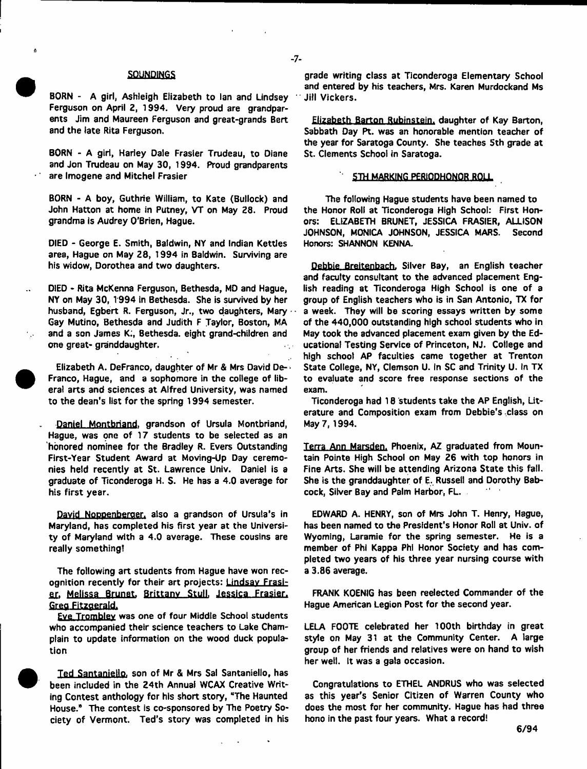## SOUNDINGS

BORN - A girl, Ashleigh Elizabeth to Ian and Lindsey Ferguson on April 2, 1994. Very proud are grandparents Jim and Maureen Ferguson and great-grands Bert and the late Rita Ferguson.

BORN - A girl, Harley Dale Frasier Trudeau, to Diane and Jon Trudeau on May 30, 1994. Proud grandparents are Imogene and Mitchel Frasier

BORN - A boy, Guthrie William, to Kate (Bullock) and John Hatton at home in Putney, VT on May 28. Proud grandma is Audrey O'Brien, Hague.

DIED - George E. Smith, Baldwin, NY and Indian Kettles area, Hague on May 28, 1994 in Baldwin. Surviving are his widow, Dorothea and two daughters.

DIED - Rita McKenna Ferguson, Bethesda, MD and Hague, NY on May 30, 1994 in Bethesda. She is survived by her husband, Egbert R. Ferguson, Jr., two daughters, Mary Gay Mutino, Bethesda and Judith F Taylor, Boston, MA and a son James K., Bethesda. eight grand-children and one great- granddaughter.

Elizabeth A. DeFranco, daughter of Mr & Mrs David DeFranco, Hague, and a sophomore in the college of liberal arts and sciences at Alfred University, was named to the dean's list for the spring 1994 semester.

Daniel Montbriand, grandson of Ursula Montbriand, Hague, was one of 17 students to be selected as an honored nominee for the Bradley R. Evers Outstanding First-Year Student Award at Moving-Up Day ceremonies held recently at St. Lawrence Univ. Daniel is a graduate of Ticonderoga H. S. He has a 4.0 average for his first year.

David Noppenberger, also a grandson of Ursula's in Maryland, has completed his first year at the University of Maryland with a 4.0 average. These cousins are really something!

The following art students from Hague have won recognition recently for their art projects: Lindsay Frasier, Melissa Brunet, Brittany Stull, Jessica Frasier, Greg Fitzgerald.

Eve Trombley was one of four Middle School students who accompanied their science teachers to Lake Champlain to update information on the wood duck population

Ted Santaniello, son of Mr & Mrs Sal Santaniello, has been included in the 24th Annual WCAX Creative Writing Contest anthology for his short story, "The Haunted House." The contest is co-sponsored by The Poetry Society of Vermont. Ted's story was completed in his grade writing class at Ticonderoga Elementary School and entered by his teachers, Mrs. Karen Murdockand Ms Jill Vickers.

Elizabeth Barton Rubinstein, daughter of Kay Barton, Sabbath Day Pt. was an honorable mention teacher of the year for Saratoga County. She teaches 5th grade at St. Clements School in Saratoga.

### 5TH MARKING PERIODHONOR ROLL

The following Hague students have been named to the Honor Roll at Ticonderoga High School: First Honors: ELIZABETH BRUNET, JESSICA FRASIER, ALLISON JOHNSON, MONICA JOHNSON, JESSICA MARS. Second Honors: SHANNON KENNA.

Debbie Breitenbach, Silver Bay, an English teacher and faculty consultant to the advanced placement English reading at Ticonderoga High School is one of a group of English teachers who is in San Antonio, TX for a week. They will be scoring essays written by some of the 440,000 outstanding high school students who in May took the advanced placement exam given by the Educational Testing Service of Princeton, NJ. College and high school AP faculties came together at Trenton State College, NY, Clemson U. in SC and Trinity U. in TX to evaluate and score free response sections of the exam.

Ticonderoga had 18 students take the AP English, Literature and Composition exam from Debbie's class on May 7, 1994.

Terra Ann Marsden, Phoenix, AZ graduated from Mountain Pointe High School on May 26 with top honors in Fine Arts. She will be attending Arizona State this fall. She is the granddaughter of E. Russell and Dorothy Babcock, Silver Bay and Palm Harbor, FL.

EDWARD A. HENRY, son of Mrs John T. Henry, Hague, has been named to the President's Honor Roll at Univ. of Wyoming, Laramie for the spring semester. He is a member of Phi Kappa Phi Honor Society and has completed two years of his three year nursing course with a 3.86 average.

FRANK KOENIG has been reelected Commander of the Hague American Legion Post for the second year.

LELA FOOTE celebrated her 100th birthday in great style on May 31 at the Community Center. A large group of her friends and relatives were on hand to wish her well. It was a gala occasion.

Congratulations to ETHEL ANDRUS who was selected as this year's Senior Citizen of Warren County who does the most for her community. Hague has had three hono in the past four years. What a record!

6/94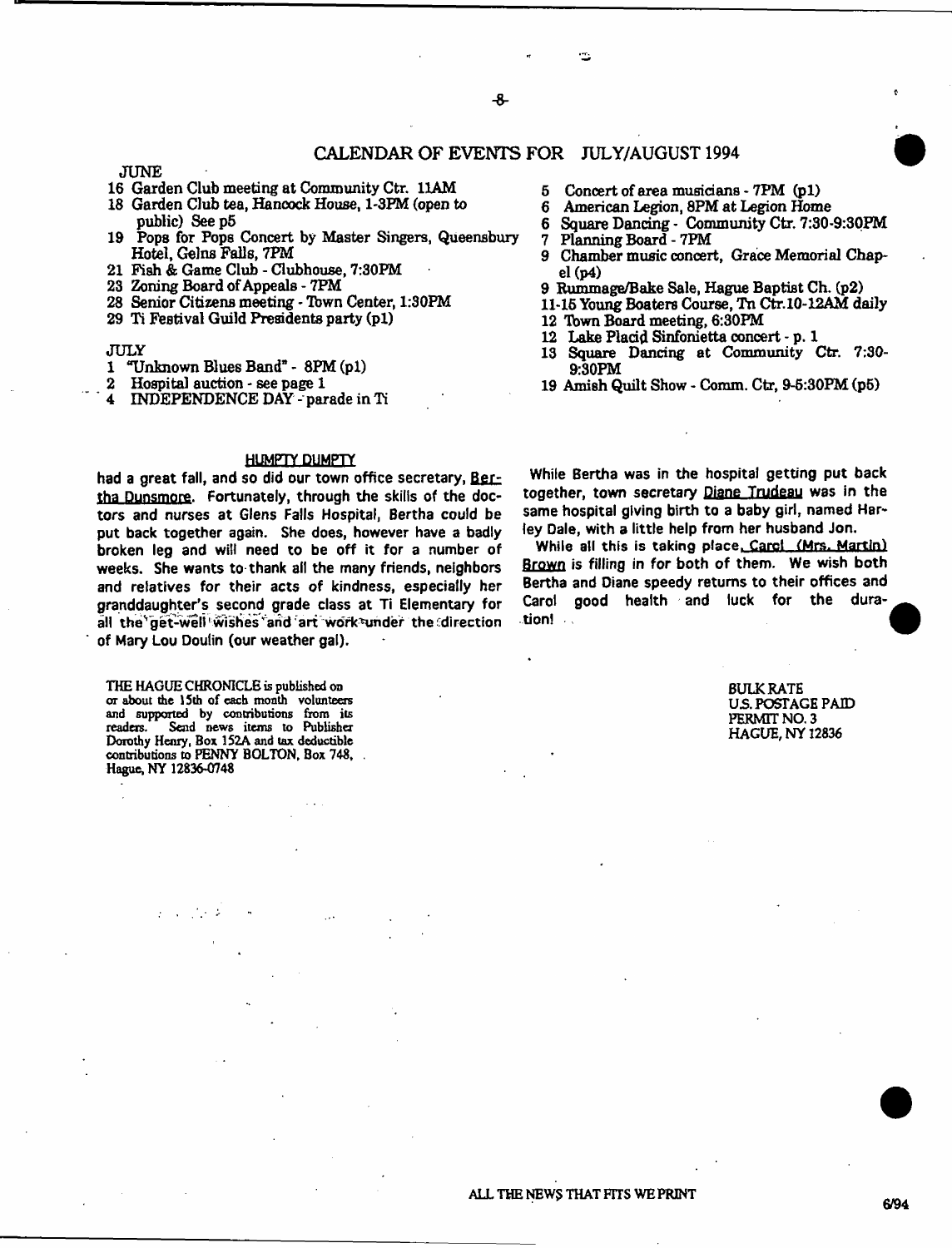## CALENDAR OF EVENTS FOR JULY/AUGUST 1994

JUNE

16 Garden Club meeting at Community Ctr. 11AM
18 Garden Club tea, Hancock House, 1-3PM (open to public) See p5
19 Pops for Pops Concert by Master Singers, Queensbury Hotel, Gelns Falls, 7PM
21 Fish & Game Club - Clubhouse, 7:30PM
23 Zoning Board of Appeals - 7PM
28 Senior Citizens meeting - Town Center, 1:30PM
29 Ti Festival Guild Presidents party (p1)

JULY

1 "Unknown Blues Band" - 8PM (p1)
2 Hospital auction - see page 1
4 INDEPENDENCE DAY - parade in Ti
5 Concert of area musicians - 7PM (p1)
6 American Legion, 8PM at Legion Home
6 Square Dancing - Community Ctr. 7:30-9:30PM
7 Planning Board - 7PM
9 Chamber music concert, Grace Memorial Chapel (p4)
9 Rummage/Bake Sale, Hague Baptist Ch. (p2)
11-15 Young Boaters Course, Tn Ctr.10-12AM daily
12 Town Board meeting, 6:30PM
12 Lake Placid Sinfonietta concert - p. 1
13 Square Dancing at Community Ctr. 7:30-9:30PM
19 Amish Quilt Show - Comm. Ctr, 9-5:30PM (p5)

### HUMPTY DUMPTY

had a great fall, and so did our town office secretary, Bertha Dunsmore. Fortunately, through the skills of the doctors and nurses at Glens Falls Hospital, Bertha could be put back together again. She does, however have a badly broken leg and will need to be off it for a number of weeks. She wants to thank all the many friends, neighbors and relatives for their acts of kindness, especially her granddaughter's second grade class at Ti Elementary for all the get-well wishes and art work under the direction of Mary Lou Doulin (our weather gal).

While Bertha was in the hospital getting put back together, town secretary Diane Trudeau was in the same hospital giving birth to a baby girl, named Harley Dale, with a little help from her husband Jon.

While all this is taking place, Carol (Mrs. Martin) Brown is filling in for both of them. We wish both Bertha and Diane speedy returns to their offices and Carol good health and luck for the duration!

THE HAGUE CHRONICLE is published on or about the 15th of each month volunteers and supported by contributions from its readers. Send news items to Publisher Dorothy Henry, Box 152A and tax deductible contributions to PENNY BOLTON, Box 748, Hague, NY 12836-0748

BULK RATE
U.S. POSTAGE PAID
PERMIT NO. 3
HAGUE, NY 12836

ALL THE NEWS THAT FITS WE PRINT

6/94